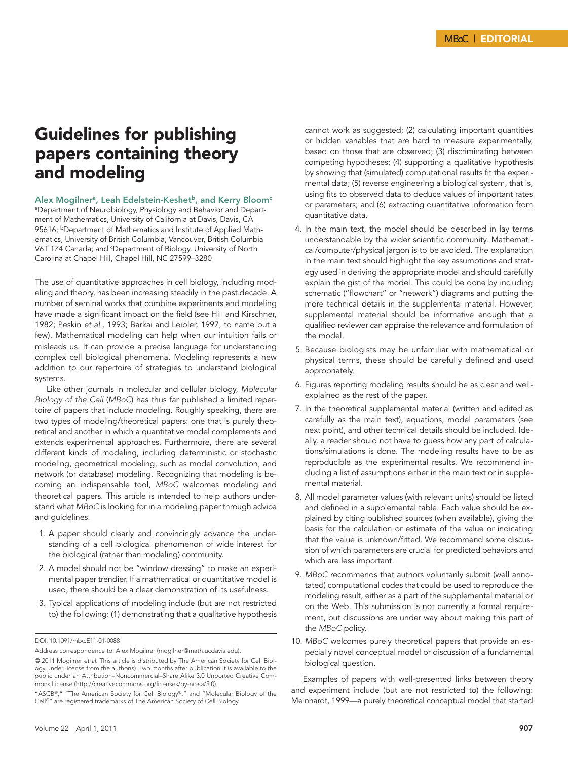MBoC | EDITORIAL

# Guidelines for publishing papers containing theory and modeling

**Alex Mogilner[a], Leah Edelstein-Keshet[b], and Kerry Bloom[c]**

[a]Department of Neurobiology, Physiology and Behavior and Department of Mathematics, University of California at Davis, Davis, CA 95616; [b]Department of Mathematics and Institute of Applied Mathematics, University of British Columbia, Vancouver, British Columbia V6T 1Z4 Canada; and [c]Department of Biology, University of North Carolina at Chapel Hill, Chapel Hill, NC 27599–3280

The use of quantitative approaches in cell biology, including modeling and theory, has been increasing steadily in the past decade. A number of seminal works that combine experiments and modeling have made a significant impact on the field (see Hill and Kirschner, 1982; Peskin *et al.*, 1993; Barkai and Leibler, 1997, to name but a few). Mathematical modeling can help when our intuition fails or misleads us. It can provide a precise language for understanding complex cell biological phenomena. Modeling represents a new addition to our repertoire of strategies to understand biological systems.

Like other journals in molecular and cellular biology, *Molecular Biology of the Cell* (*MBoC*) has thus far published a limited repertoire of papers that include modeling. Roughly speaking, there are two types of modeling/theoretical papers: one that is purely theoretical and another in which a quantitative model complements and extends experimental approaches. Furthermore, there are several different kinds of modeling, including deterministic or stochastic modeling, geometrical modeling, such as model convolution, and network (or database) modeling. Recognizing that modeling is becoming an indispensable tool, *MBoC* welcomes modeling and theoretical papers. This article is intended to help authors understand what *MBoC* is looking for in a modeling paper through advice and guidelines.

1. A paper should clearly and convincingly advance the understanding of a cell biological phenomenon of wide interest for the biological (rather than modeling) community.
2. A model should not be "window dressing" to make an experimental paper trendier. If a mathematical or quantitative model is used, there should be a clear demonstration of its usefulness.
3. Typical applications of modeling include (but are not restricted to) the following: (1) demonstrating that a qualitative hypothesis cannot work as suggested; (2) calculating important quantities or hidden variables that are hard to measure experimentally, based on those that are observed; (3) discriminating between competing hypotheses; (4) supporting a qualitative hypothesis by showing that (simulated) computational results fit the experimental data; (5) reverse engineering a biological system, that is, using fits to observed data to deduce values of important rates or parameters; and (6) extracting quantitative information from quantitative data.
4. In the main text, the model should be described in lay terms understandable by the wider scientific community. Mathematical/computer/physical jargon is to be avoided. The explanation in the main text should highlight the key assumptions and strategy used in deriving the appropriate model and should carefully explain the gist of the model. This could be done by including schematic ("flowchart" or "network") diagrams and putting the more technical details in the supplemental material. However, supplemental material should be informative enough that a qualified reviewer can appraise the relevance and formulation of the model.
5. Because biologists may be unfamiliar with mathematical or physical terms, these should be carefully defined and used appropriately.
6. Figures reporting modeling results should be as clear and well-explained as the rest of the paper.
7. In the theoretical supplemental material (written and edited as carefully as the main text), equations, model parameters (see next point), and other technical details should be included. Ideally, a reader should not have to guess how any part of calculations/simulations is done. The modeling results have to be as reproducible as the experimental results. We recommend including a list of assumptions either in the main text or in supplemental material.
8. All model parameter values (with relevant units) should be listed and defined in a supplemental table. Each value should be explained by citing published sources (when available), giving the basis for the calculation or estimate of the value or indicating that the value is unknown/fitted. We recommend some discussion of which parameters are crucial for predicted behaviors and which are less important.
9. *MBoC* recommends that authors voluntarily submit (well annotated) computational codes that could be used to reproduce the modeling result, either as a part of the supplemental material or on the Web. This submission is not currently a formal requirement, but discussions are under way about making this part of the *MBoC* policy.
10. *MBoC* welcomes purely theoretical papers that provide an especially novel conceptual model or discussion of a fundamental biological question.

Examples of papers with well-presented links between theory and experiment include (but are not restricted to) the following: Meinhardt, 1999—a purely theoretical conceptual model that started

DOI: 10.1091/mbc.E11-01-0088

Address correspondence to: Alex Mogilner (mogilner@math.ucdavis.edu).

© 2011 Mogilner *et al.* This article is distributed by The American Society for Cell Biology under license from the author(s). Two months after publication it is available to the public under an Attribution–Noncommercial–Share Alike 3.0 Unported Creative Commons License (http://creativecommons.org/licenses/by-nc-sa/3.0).

"ASCB®," "The American Society for Cell Biology®," and "Molecular Biology of the Cell®" are registered trademarks of The American Society of Cell Biology.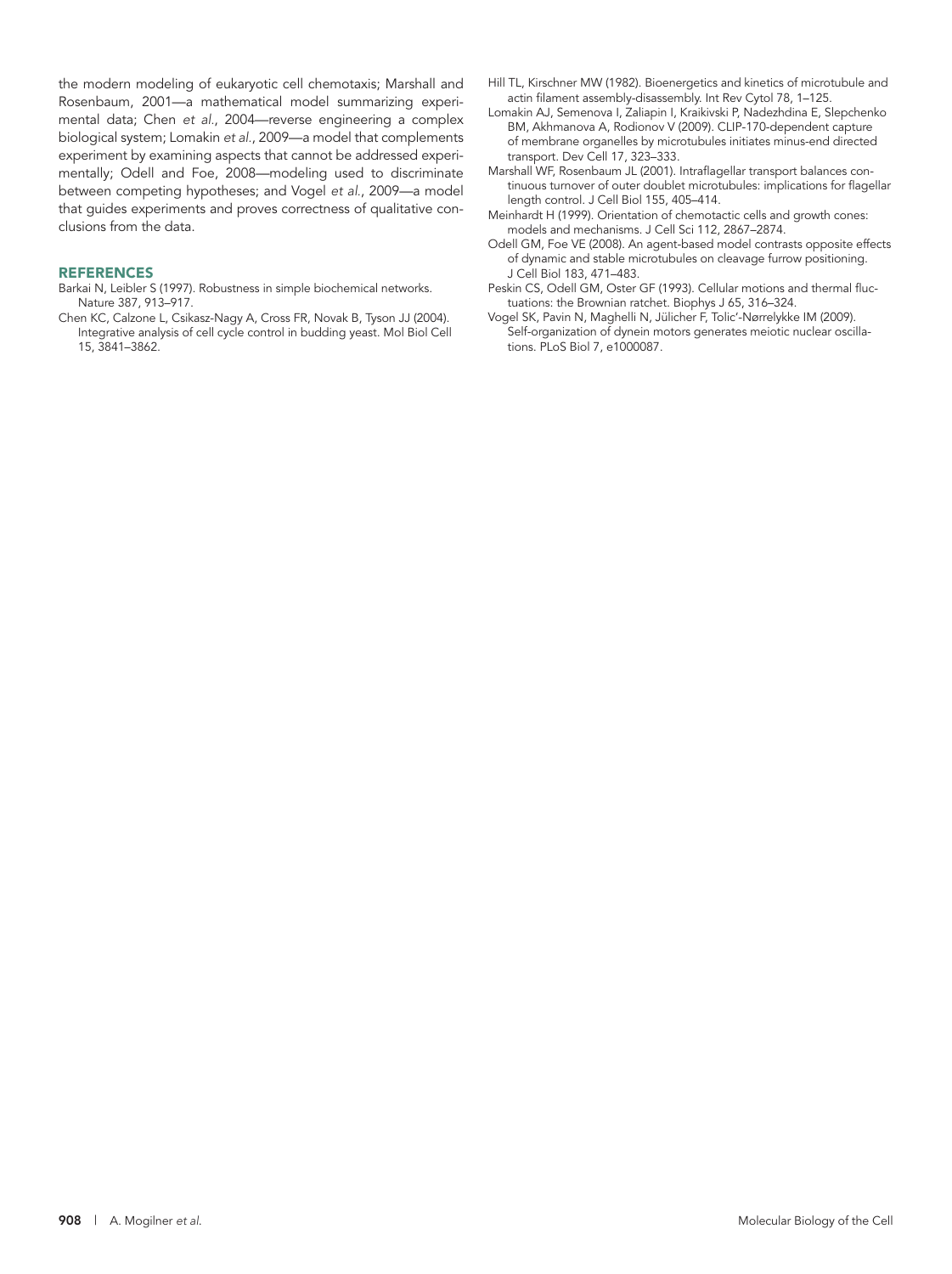the modern modeling of eukaryotic cell chemotaxis; Marshall and Rosenbaum, 2001—a mathematical model summarizing experimental data; Chen *et al.*, 2004—reverse engineering a complex biological system; Lomakin *et al.*, 2009—a model that complements experiment by examining aspects that cannot be addressed experimentally; Odell and Foe, 2008—modeling used to discriminate between competing hypotheses; and Vogel *et al.*, 2009—a model that guides experiments and proves correctness of qualitative conclusions from the data.

## REFERENCES

Barkai N, Leibler S (1997). Robustness in simple biochemical networks. Nature 387, 913–917.

Chen KC, Calzone L, Csikasz-Nagy A, Cross FR, Novak B, Tyson JJ (2004). Integrative analysis of cell cycle control in budding yeast. Mol Biol Cell 15, 3841–3862.

Hill TL, Kirschner MW (1982). Bioenergetics and kinetics of microtubule and actin filament assembly-disassembly. Int Rev Cytol 78, 1–125.

Lomakin AJ, Semenova I, Zaliapin I, Kraikivski P, Nadezhdina E, Slepchenko BM, Akhmanova A, Rodionov V (2009). CLIP-170-dependent capture of membrane organelles by microtubules initiates minus-end directed transport. Dev Cell 17, 323–333.

Marshall WF, Rosenbaum JL (2001). Intraflagellar transport balances continuous turnover of outer doublet microtubules: implications for flagellar length control. J Cell Biol 155, 405–414.

Meinhardt H (1999). Orientation of chemotactic cells and growth cones: models and mechanisms. J Cell Sci 112, 2867–2874.

Odell GM, Foe VE (2008). An agent-based model contrasts opposite effects of dynamic and stable microtubules on cleavage furrow positioning. J Cell Biol 183, 471–483.

Peskin CS, Odell GM, Oster GF (1993). Cellular motions and thermal fluctuations: the Brownian ratchet. Biophys J 65, 316–324.

Vogel SK, Pavin N, Maghelli N, Jülicher F, Tolić-Nørrelykke IM (2009). Self-organization of dynein motors generates meiotic nuclear oscillations. PLoS Biol 7, e1000087.